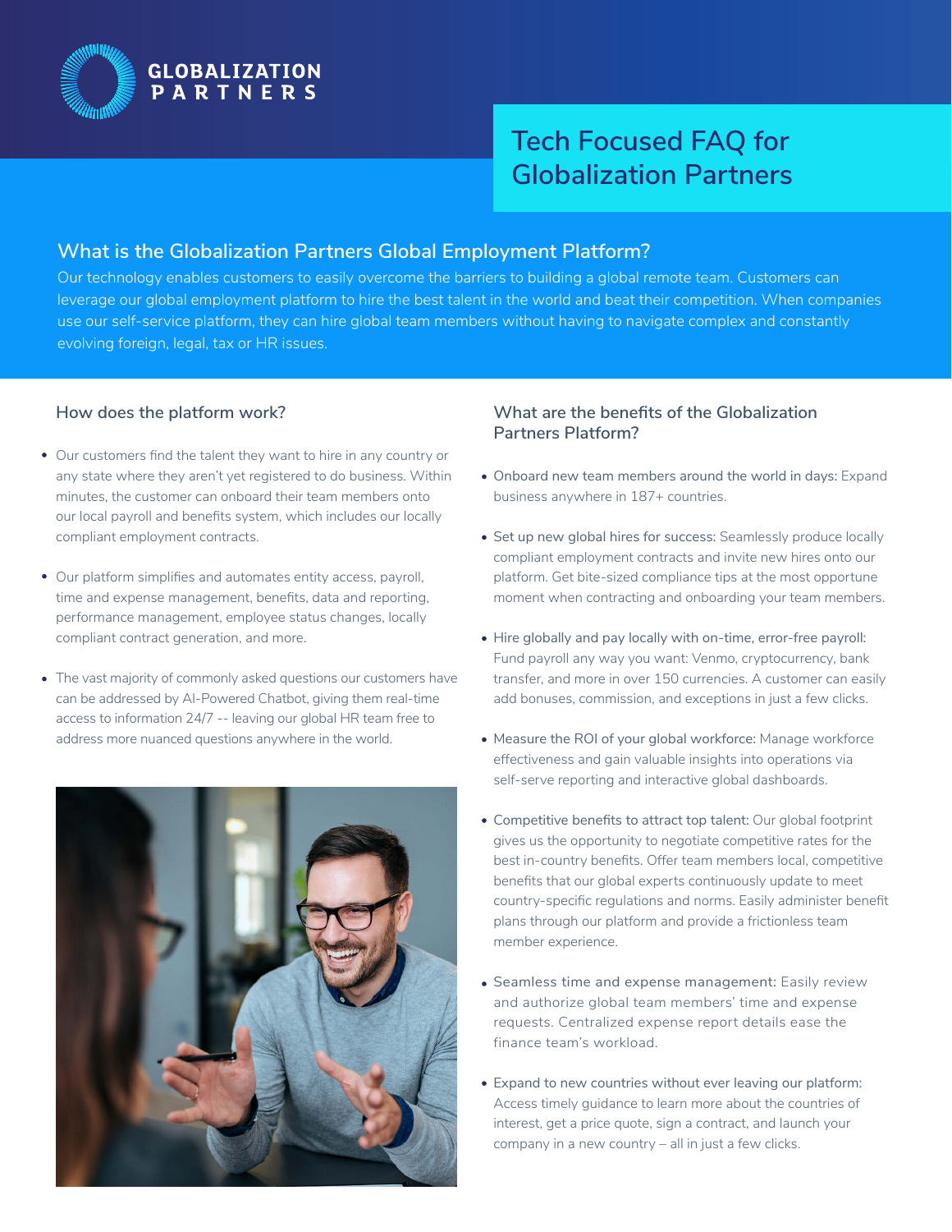# Tech Focused FAQ for Globalization Partners

## What is the Globalization Partners Global Employment Platform?

Our technology enables customers to easily overcome the barriers to building a global remote team. Customers can leverage our global employment platform to hire the best talent in the world and beat their competition. When companies use our self-service platform, they can hire global team members without having to navigate complex and constantly evolving foreign, legal, tax or HR issues.

### How does the platform work?

- Our customers find the talent they want to hire in any country or any state where they aren't yet registered to do business. Within minutes, the customer can onboard their team members onto our local payroll and benefits system, which includes our locally compliant employment contracts.
- Our platform simplifies and automates entity access, payroll, time and expense management, benefits, data and reporting, performance management, employee status changes, locally compliant contract generation, and more.
- The vast majority of commonly asked questions our customers have can be addressed by AI-Powered Chatbot, giving them real-time access to information 24/7 -- leaving our global HR team free to address more nuanced questions anywhere in the world.

### What are the benefits of the Globalization Partners Platform?

- Onboard new team members around the world in days: Expand business anywhere in 187+ countries.
- Set up new global hires for success: Seamlessly produce locally compliant employment contracts and invite new hires onto our platform. Get bite-sized compliance tips at the most opportune moment when contracting and onboarding your team members.
- Hire globally and pay locally with on-time, error-free payroll: Fund payroll any way you want: Venmo, cryptocurrency, bank transfer, and more in over 150 currencies. A customer can easily add bonuses, commission, and exceptions in just a few clicks.
- Measure the ROI of your global workforce: Manage workforce effectiveness and gain valuable insights into operations via self-serve reporting and interactive global dashboards.
- Competitive benefits to attract top talent: Our global footprint gives us the opportunity to negotiate competitive rates for the best in-country benefits. Offer team members local, competitive benefits that our global experts continuously update to meet country-specific regulations and norms. Easily administer benefit plans through our platform and provide a frictionless team member experience.
- Seamless time and expense management: Easily review and authorize global team members' time and expense requests. Centralized expense report details ease the finance team's workload.
- Expand to new countries without ever leaving our platform: Access timely guidance to learn more about the countries of interest, get a price quote, sign a contract, and launch your company in a new country – all in just a few clicks.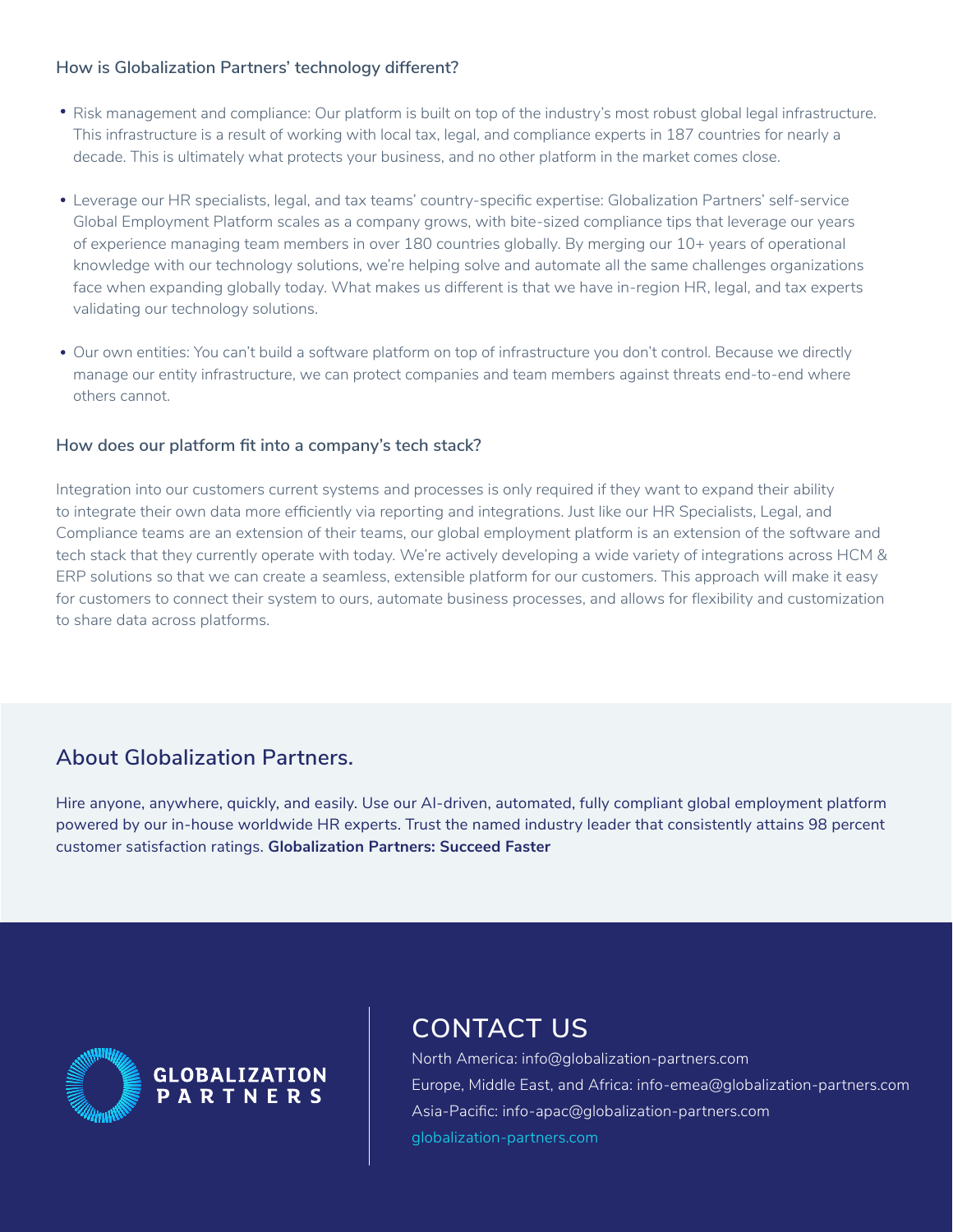### How is Globalization Partners' technology different?

- Risk management and compliance: Our platform is built on top of the industry's most robust global legal infrastructure. This infrastructure is a result of working with local tax, legal, and compliance experts in 187 countries for nearly a decade. This is ultimately what protects your business, and no other platform in the market comes close.
- Leverage our HR specialists, legal, and tax teams' country-specific expertise: Globalization Partners' self-service Global Employment Platform scales as a company grows, with bite-sized compliance tips that leverage our years of experience managing team members in over 180 countries globally. By merging our 10+ years of operational knowledge with our technology solutions, we're helping solve and automate all the same challenges organizations face when expanding globally today. What makes us different is that we have in-region HR, legal, and tax experts validating our technology solutions.
- Our own entities: You can't build a software platform on top of infrastructure you don't control. Because we directly manage our entity infrastructure, we can protect companies and team members against threats end-to-end where others cannot.

### How does our platform fit into a company's tech stack?

Integration into our customers current systems and processes is only required if they want to expand their ability to integrate their own data more efficiently via reporting and integrations. Just like our HR Specialists, Legal, and Compliance teams are an extension of their teams, our global employment platform is an extension of the software and tech stack that they currently operate with today. We're actively developing a wide variety of integrations across HCM & ERP solutions so that we can create a seamless, extensible platform for our customers. This approach will make it easy for customers to connect their system to ours, automate business processes, and allows for flexibility and customization to share data across platforms.

## About Globalization Partners.

Hire anyone, anywhere, quickly, and easily. Use our AI-driven, automated, fully compliant global employment platform powered by our in-house worldwide HR experts. Trust the named industry leader that consistently attains 98 percent customer satisfaction ratings. **Globalization Partners: Succeed Faster**

GLOBALIZATION PARTNERS

## CONTACT US

North America: info@globalization-partners.com

Europe, Middle East, and Africa: info-emea@globalization-partners.com

Asia-Pacific: info-apac@globalization-partners.com

globalization-partners.com